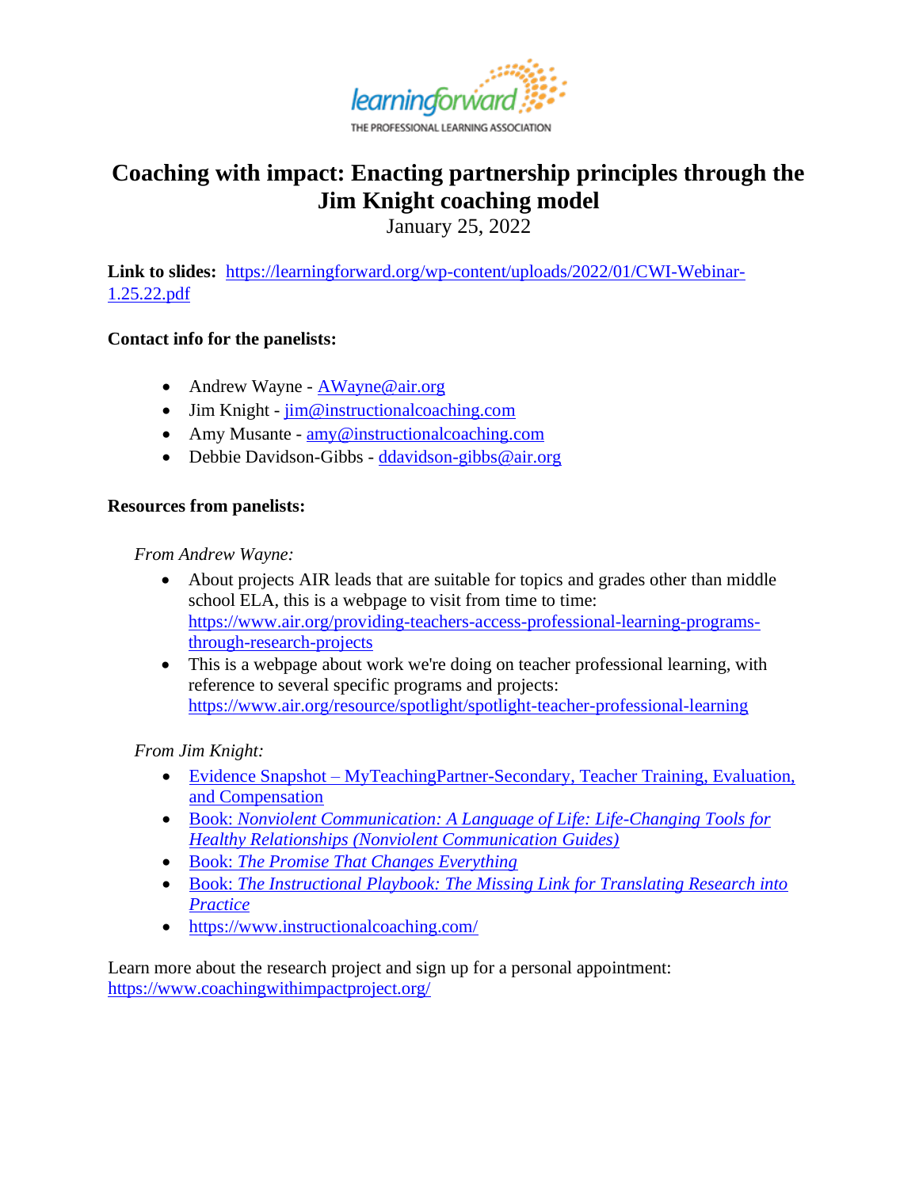# Coaching with impact: Enacting partnership principles through the Jim Knight coaching model

January 25, 2022

**Link to slides:** https://learningforward.org/wp-content/uploads/2022/01/CWI-Webinar-1.25.22.pdf

**Contact info for the panelists:**

- Andrew Wayne - AWayne@air.org
- Jim Knight - jim@instructionalcoaching.com
- Amy Musante - amy@instructionalcoaching.com
- Debbie Davidson-Gibbs - ddavidson-gibbs@air.org

**Resources from panelists:**

*From Andrew Wayne:*

- About projects AIR leads that are suitable for topics and grades other than middle school ELA, this is a webpage to visit from time to time: https://www.air.org/providing-teachers-access-professional-learning-programs-through-research-projects
- This is a webpage about work we're doing on teacher professional learning, with reference to several specific programs and projects: https://www.air.org/resource/spotlight/spotlight-teacher-professional-learning

*From Jim Knight:*

- Evidence Snapshot – MyTeachingPartner-Secondary, Teacher Training, Evaluation, and Compensation
- Book: *Nonviolent Communication: A Language of Life: Life-Changing Tools for Healthy Relationships (Nonviolent Communication Guides)*
- Book: *The Promise That Changes Everything*
- Book: *The Instructional Playbook: The Missing Link for Translating Research into Practice*
- https://www.instructionalcoaching.com/

Learn more about the research project and sign up for a personal appointment: https://www.coachingwithimpactproject.org/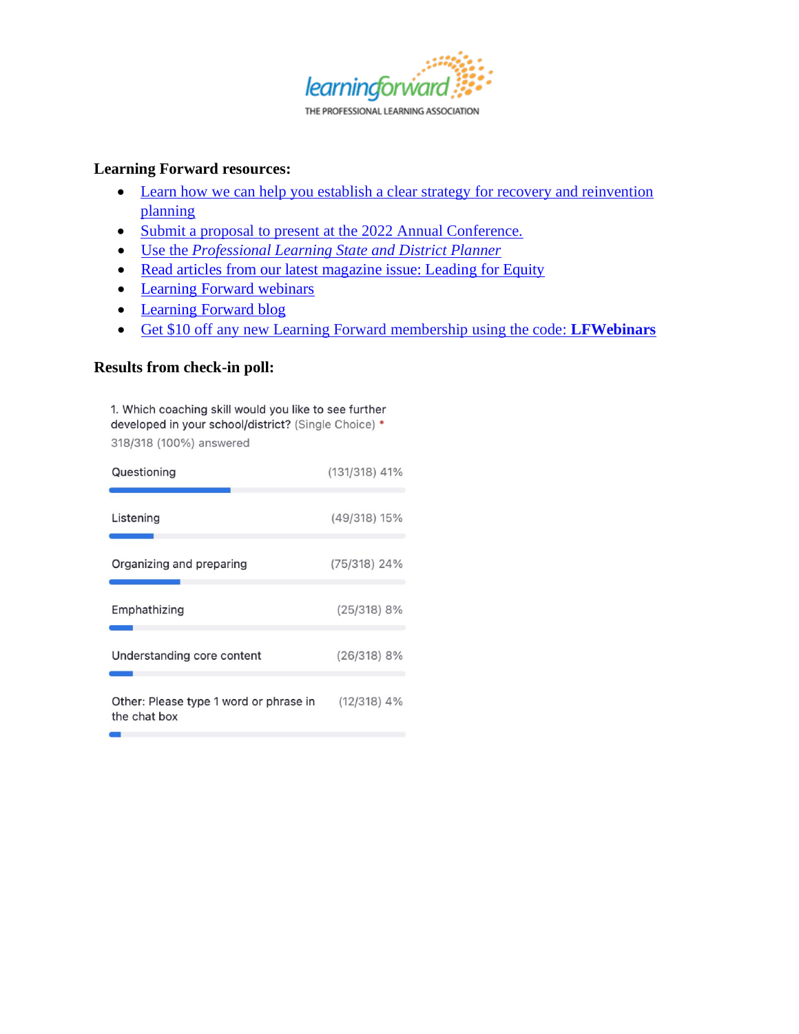**Learning Forward resources:**

- Learn how we can help you establish a clear strategy for recovery and reinvention planning
- Submit a proposal to present at the 2022 Annual Conference.
- Use the *Professional Learning State and District Planner*
- Read articles from our latest magazine issue: Leading for Equity
- Learning Forward webinars
- Learning Forward blog
- Get $10 off any new Learning Forward membership using the code: **LFWebinars**

**Results from check-in poll:**

1. Which coaching skill would you like to see further developed in your school/district? (Single Choice) *

318/318 (100%) answered

Questioning (131/318) 41%

Listening (49/318) 15%

Organizing and preparing (75/318) 24%

Emphathizing (25/318) 8%

Understanding core content (26/318) 8%

Other: Please type 1 word or phrase in the chat box (12/318) 4%